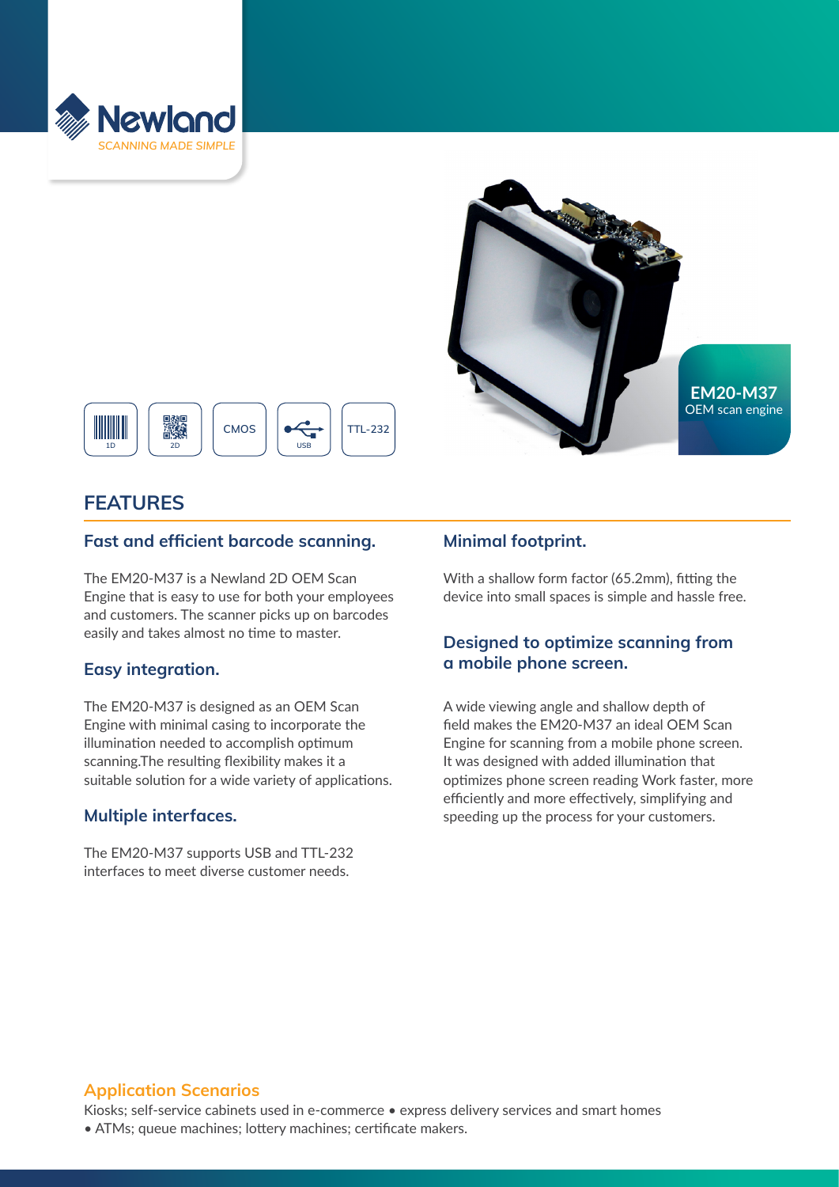Newland
SCANNING MADE SIMPLE

**EM20-M37**
OEM scan engine

1D | 2D | CMOS | USB | TTL-232

## FEATURES

### Fast and efficient barcode scanning.

The EM20-M37 is a Newland 2D OEM Scan Engine that is easy to use for both your employees and customers. The scanner picks up on barcodes easily and takes almost no time to master.

### Easy integration.

The EM20-M37 is designed as an OEM Scan Engine with minimal casing to incorporate the illumination needed to accomplish optimum scanning.The resulting flexibility makes it a suitable solution for a wide variety of applications.

### Multiple interfaces.

The EM20-M37 supports USB and TTL-232 interfaces to meet diverse customer needs.

### Minimal footprint.

With a shallow form factor (65.2mm), fitting the device into small spaces is simple and hassle free.

### Designed to optimize scanning from a mobile phone screen.

A wide viewing angle and shallow depth of field makes the EM20-M37 an ideal OEM Scan Engine for scanning from a mobile phone screen. It was designed with added illumination that optimizes phone screen reading Work faster, more efficiently and more effectively, simplifying and speeding up the process for your customers.

### Application Scenarios

Kiosks; self-service cabinets used in e-commerce • express delivery services and smart homes • ATMs; queue machines; lottery machines; certificate makers.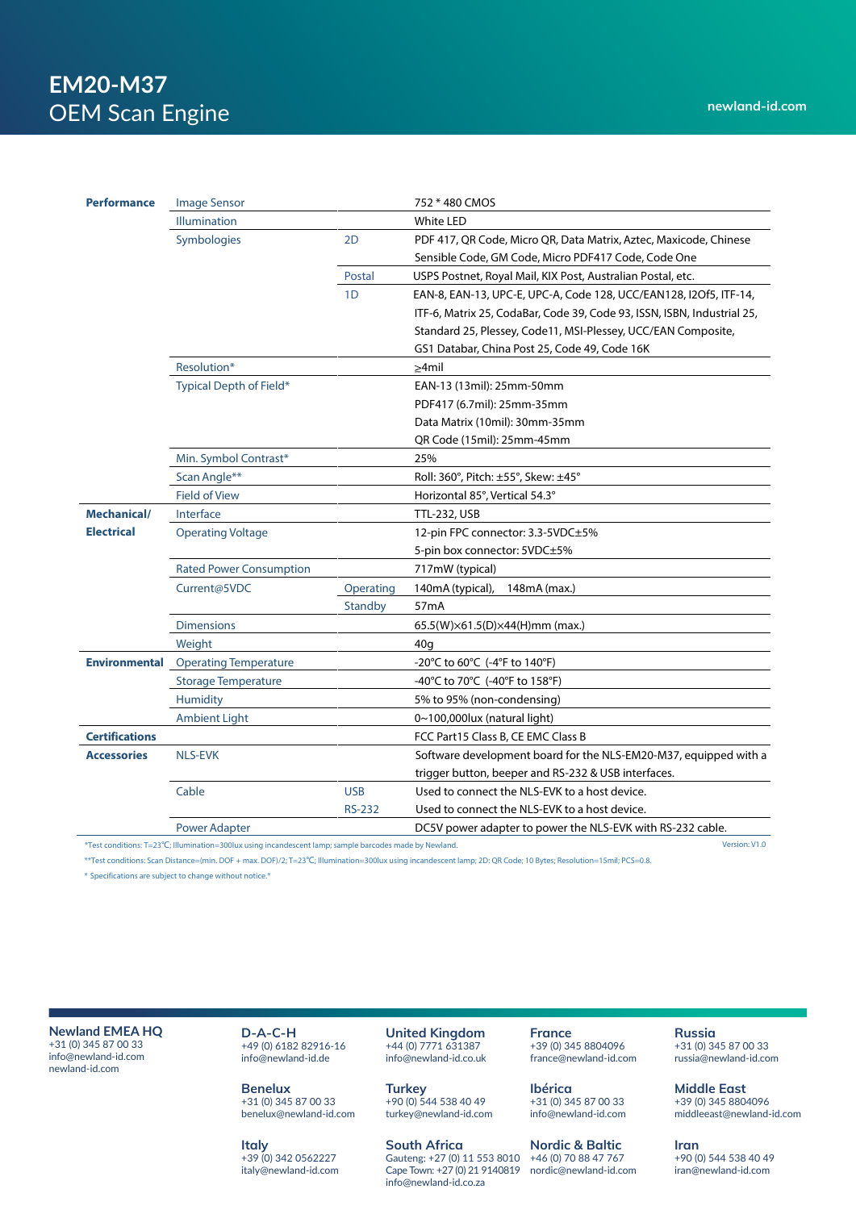# EM20-M37
## OEM Scan Engine

newland-id.com

| | | | |
|---|---|---|---|
| **Performance** | Image Sensor | | 752 * 480 CMOS |
| | Illumination | | White LED |
| | Symbologies | 2D | PDF 417, QR Code, Micro QR, Data Matrix, Aztec, Maxicode, Chinese Sensible Code, GM Code, Micro PDF417 Code, Code One |
| | | Postal | USPS Postnet, Royal Mail, KIX Post, Australian Postal, etc. |
| | | 1D | EAN-8, EAN-13, UPC-E, UPC-A, Code 128, UCC/EAN128, I2Of5, ITF-14, ITF-6, Matrix 25, CodaBar, Code 39, Code 93, ISSN, ISBN, Industrial 25, Standard 25, Plessey, Code11, MSI-Plessey, UCC/EAN Composite, GS1 Databar, China Post 25, Code 49, Code 16K |
| | Resolution* | | ≥4mil |
| | Typical Depth of Field* | | EAN-13 (13mil): 25mm-50mm<br>PDF417 (6.7mil): 25mm-35mm<br>Data Matrix (10mil): 30mm-35mm<br>QR Code (15mil): 25mm-45mm |
| | Min. Symbol Contrast* | | 25% |
| | Scan Angle** | | Roll: 360°, Pitch: ±55°, Skew: ±45° |
| | Field of View | | Horizontal 85°, Vertical 54.3° |
| **Mechanical/ Electrical** | Interface | | TTL-232, USB |
| | Operating Voltage | | 12-pin FPC connector: 3.3-5VDC±5%<br>5-pin box connector: 5VDC±5% |
| | Rated Power Consumption | | 717mW (typical) |
| | Current@5VDC | Operating | 140mA (typical), 148mA (max.) |
| | | Standby | 57mA |
| | Dimensions | | 65.5(W)×61.5(D)×44(H)mm (max.) |
| | Weight | | 40g |
| **Environmental** | Operating Temperature | | -20°C to 60°C (-4°F to 140°F) |
| | Storage Temperature | | -40°C to 70°C (-40°F to 158°F) |
| | Humidity | | 5% to 95% (non-condensing) |
| | Ambient Light | | 0~100,000lux (natural light) |
| **Certifications** | | | FCC Part15 Class B, CE EMC Class B |
| **Accessories** | NLS-EVK | | Software development board for the NLS-EM20-M37, equipped with a trigger button, beeper and RS-232 & USB interfaces. |
| | Cable | USB | Used to connect the NLS-EVK to a host device. |
| | | RS-232 | Used to connect the NLS-EVK to a host device. |
| | Power Adapter | | DC5V power adapter to power the NLS-EVK with RS-232 cable. |

*Test conditions: T=23℃; Illumination=300lux using incandescent lamp; sample barcodes made by Newland.

Version: V1.0

**Test conditions: Scan Distance=(min. DOF + max. DOF)/2; T=23℃; Illumination=300lux using incandescent lamp; 2D: QR Code; 10 Bytes; Resolution=15mil; PCS=0.8.

* Specifications are subject to change without notice.*

**Newland EMEA HQ**
+31 (0) 345 87 00 33
info@newland-id.com
newland-id.com

**D-A-C-H**
+49 (0) 6182 82916-16
info@newland-id.de

**Benelux**
+31 (0) 345 87 00 33
benelux@newland-id.com

**Italy**
+39 (0) 342 0562227
italy@newland-id.com

**United Kingdom**
+44 (0) 7771 631387
info@newland-id.co.uk

**Turkey**
+90 (0) 544 538 40 49
turkey@newland-id.com

**South Africa**
Gauteng: +27 (0) 11 553 8010
Cape Town: +27 (0) 21 9140819
info@newland-id.co.za

**France**
+39 (0) 345 8804096
france@newland-id.com

**Ibérica**
+31 (0) 345 87 00 33
info@newland-id.com

**Nordic & Baltic**
+46 (0) 70 88 47 767
nordic@newland-id.com

**Russia**
+31 (0) 345 87 00 33
russia@newland-id.com

**Middle East**
+39 (0) 345 8804096
middleeast@newland-id.com

**Iran**
+90 (0) 544 538 40 49
iran@newland-id.com